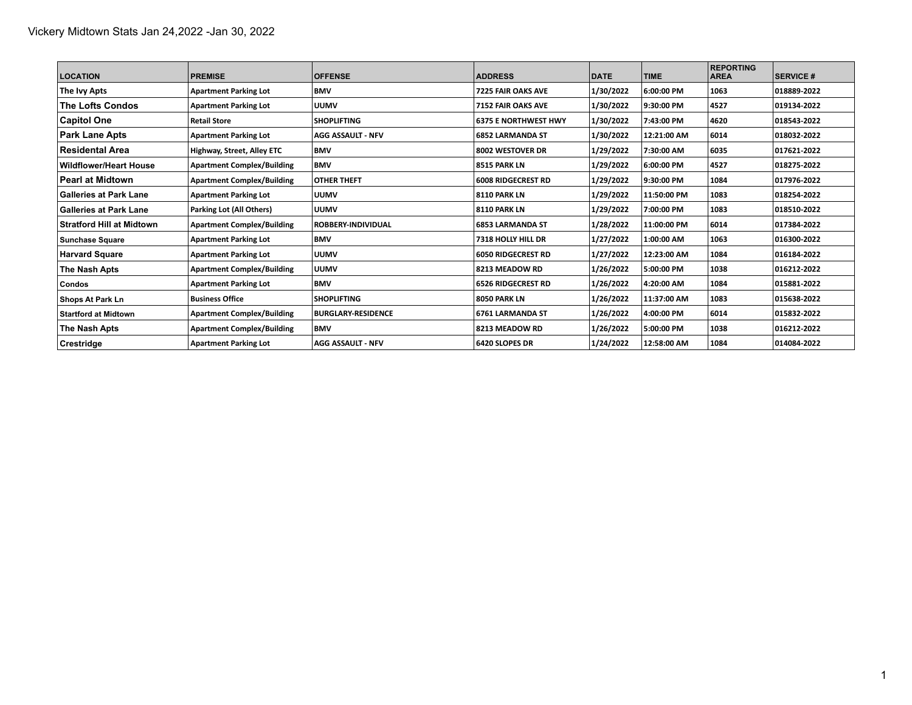# Vickery Midtown Stats Jan 24,2022 -Jan 30, 2022

| LOCATION | PREMISE | OFFENSE | ADDRESS | DATE | TIME | REPORTING AREA | SERVICE # |
|---|---|---|---|---|---|---|---|
| The Ivy Apts | Apartment Parking Lot | BMV | 7225 FAIR OAKS AVE | 1/30/2022 | 6:00:00 PM | 1063 | 018889-2022 |
| The Lofts Condos | Apartment Parking Lot | UUMV | 7152 FAIR OAKS AVE | 1/30/2022 | 9:30:00 PM | 4527 | 019134-2022 |
| Capitol One | Retail Store | SHOPLIFTING | 6375 E NORTHWEST HWY | 1/30/2022 | 7:43:00 PM | 4620 | 018543-2022 |
| Park Lane Apts | Apartment Parking Lot | AGG ASSAULT - NFV | 6852 LARMANDA ST | 1/30/2022 | 12:21:00 AM | 6014 | 018032-2022 |
| Residental Area | Highway, Street, Alley ETC | BMV | 8002 WESTOVER DR | 1/29/2022 | 7:30:00 AM | 6035 | 017621-2022 |
| Wildflower/Heart House | Apartment Complex/Building | BMV | 8515 PARK LN | 1/29/2022 | 6:00:00 PM | 4527 | 018275-2022 |
| Pearl at Midtown | Apartment Complex/Building | OTHER THEFT | 6008 RIDGECREST RD | 1/29/2022 | 9:30:00 PM | 1084 | 017976-2022 |
| Galleries at Park Lane | Apartment Parking Lot | UUMV | 8110 PARK LN | 1/29/2022 | 11:50:00 PM | 1083 | 018254-2022 |
| Galleries at Park Lane | Parking Lot (All Others) | UUMV | 8110 PARK LN | 1/29/2022 | 7:00:00 PM | 1083 | 018510-2022 |
| Stratford Hill at Midtown | Apartment Complex/Building | ROBBERY-INDIVIDUAL | 6853 LARMANDA ST | 1/28/2022 | 11:00:00 PM | 6014 | 017384-2022 |
| Sunchase Square | Apartment Parking Lot | BMV | 7318 HOLLY HILL DR | 1/27/2022 | 1:00:00 AM | 1063 | 016300-2022 |
| Harvard Square | Apartment Parking Lot | UUMV | 6050 RIDGECREST RD | 1/27/2022 | 12:23:00 AM | 1084 | 016184-2022 |
| The Nash Apts | Apartment Complex/Building | UUMV | 8213 MEADOW RD | 1/26/2022 | 5:00:00 PM | 1038 | 016212-2022 |
| Condos | Apartment Parking Lot | BMV | 6526 RIDGECREST RD | 1/26/2022 | 4:20:00 AM | 1084 | 015881-2022 |
| Shops At Park Ln | Business Office | SHOPLIFTING | 8050 PARK LN | 1/26/2022 | 11:37:00 AM | 1083 | 015638-2022 |
| Startford at Midtown | Apartment Complex/Building | BURGLARY-RESIDENCE | 6761 LARMANDA ST | 1/26/2022 | 4:00:00 PM | 6014 | 015832-2022 |
| The Nash Apts | Apartment Complex/Building | BMV | 8213 MEADOW RD | 1/26/2022 | 5:00:00 PM | 1038 | 016212-2022 |
| Crestridge | Apartment Parking Lot | AGG ASSAULT - NFV | 6420 SLOPES DR | 1/24/2022 | 12:58:00 AM | 1084 | 014084-2022 |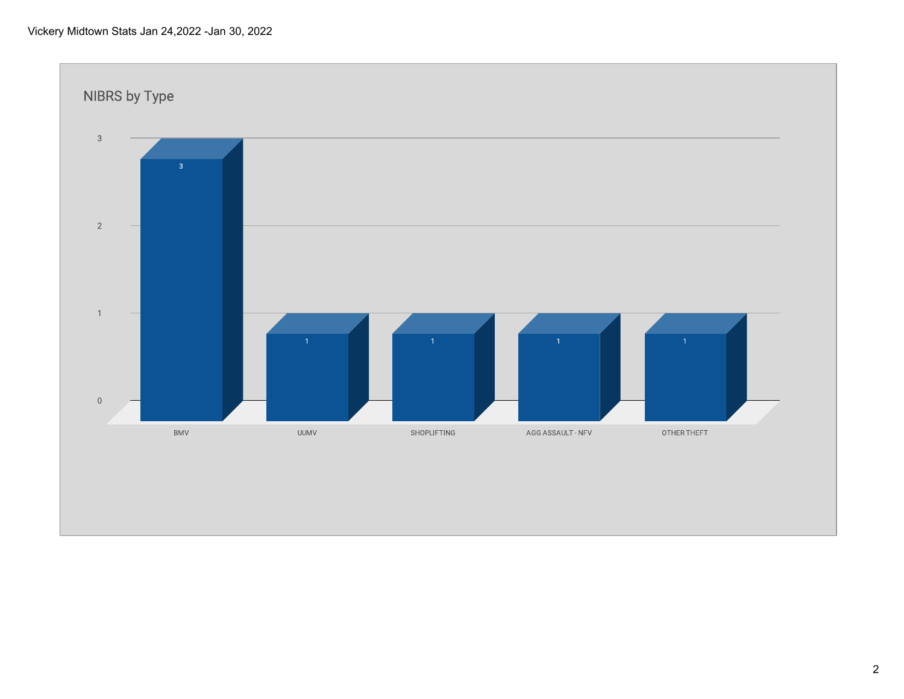Vickery Midtown Stats Jan 24,2022 -Jan 30, 2022

## NIBRS by Type

| Type | Count |
|---|---|
| BMV | 3 |
| UUMV | 1 |
| SHOPLIFTING | 1 |
| AGG ASSAULT - NFV | 1 |
| OTHER THEFT | 1 |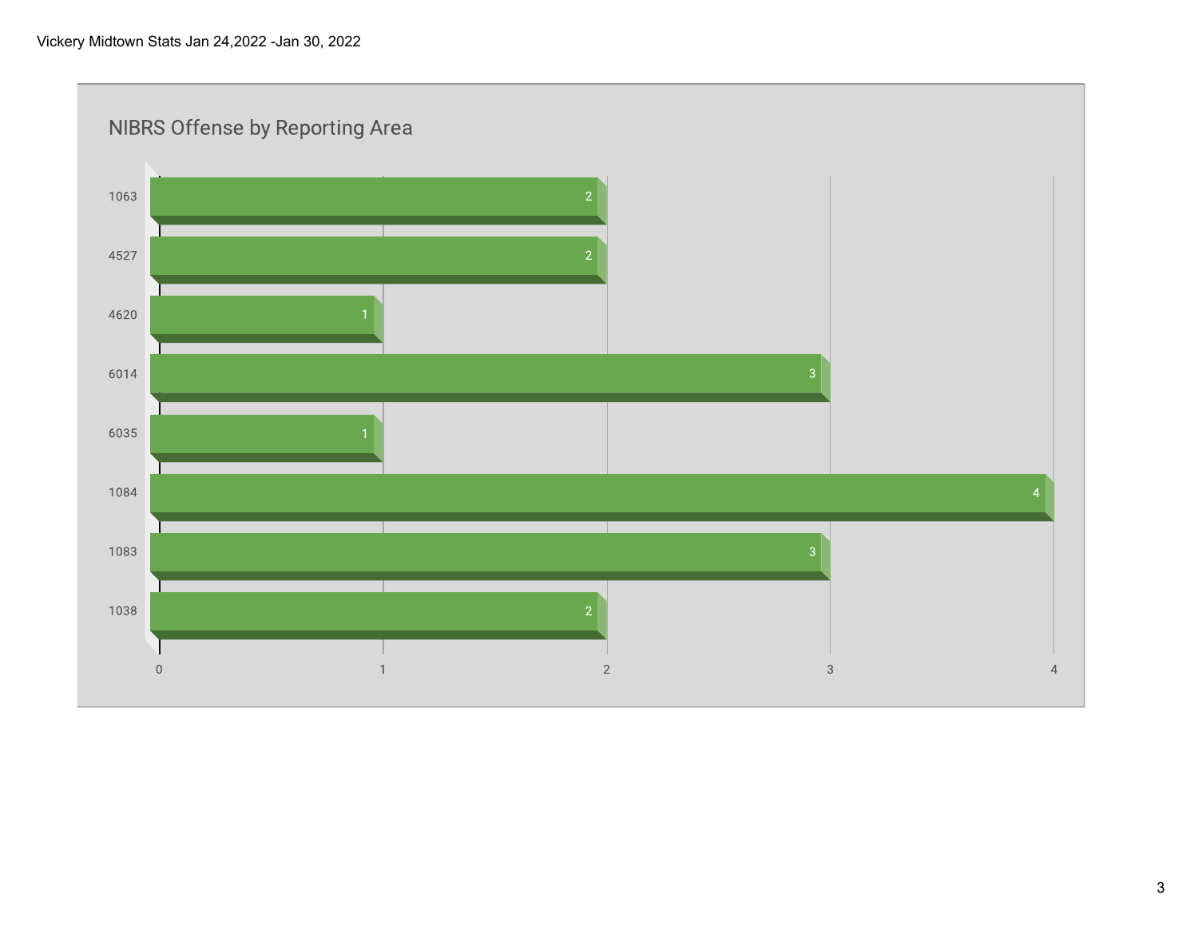Vickery Midtown Stats Jan 24,2022 -Jan 30, 2022

## NIBRS Offense by Reporting Area

| Reporting Area | Count |
|---|---|
| 1063 | 2 |
| 4527 | 2 |
| 4620 | 1 |
| 6014 | 3 |
| 6035 | 1 |
| 1084 | 4 |
| 1083 | 3 |
| 1038 | 2 |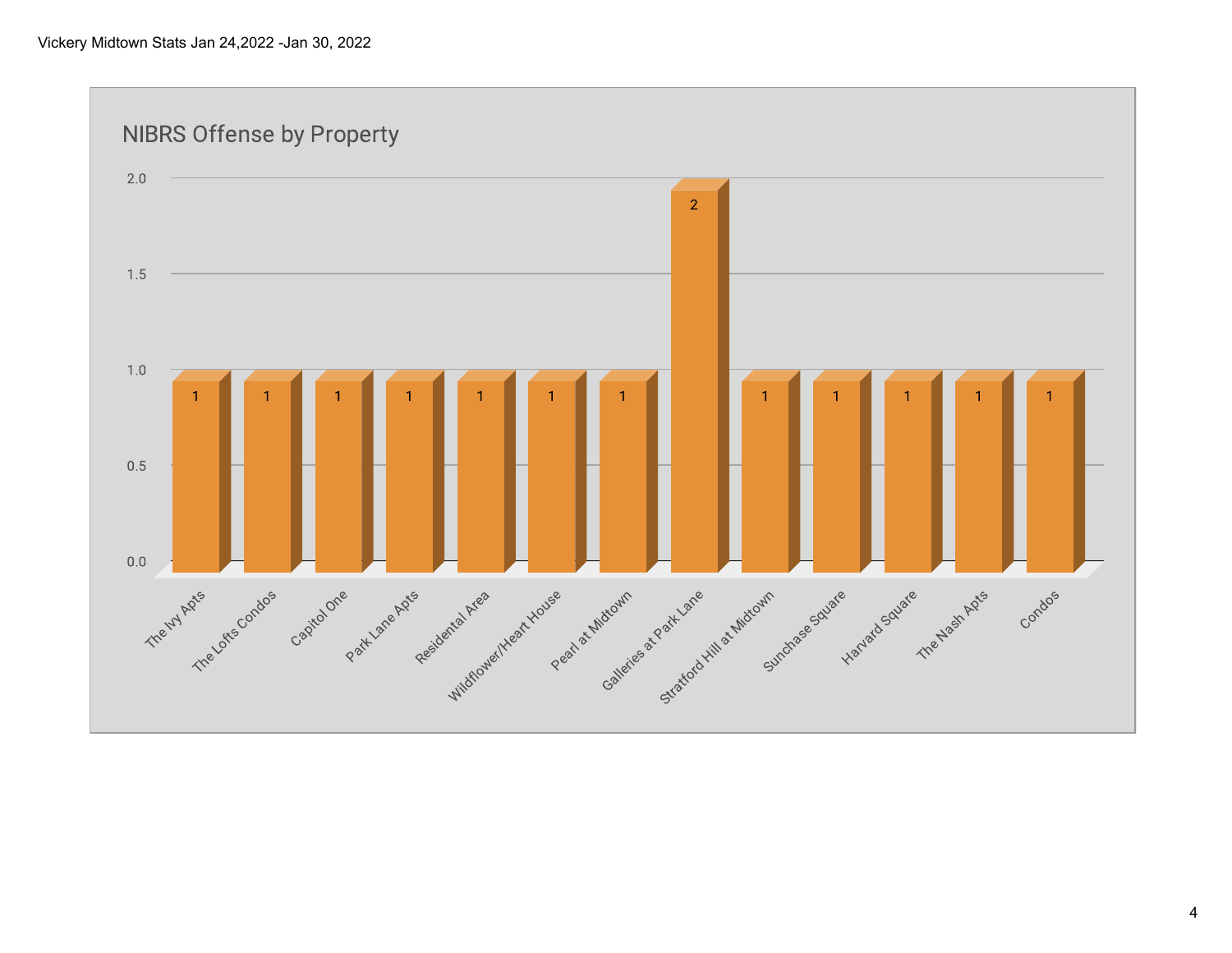Vickery Midtown Stats Jan 24,2022 -Jan 30, 2022

## NIBRS Offense by Property

| Property | Count |
|---|---|
| The Ivy Apts | 1 |
| The Lofts Condos | 1 |
| Capitol One | 1 |
| Park Lane Apts | 1 |
| Residental Area | 1 |
| Wildflower/Heart House | 1 |
| Pearl at Midtown | 1 |
| Galleries at Park Lane | 2 |
| Stratford Hill at Midtown | 1 |
| Sunchase Square | 1 |
| Harvard Square | 1 |
| The Nash Apts | 1 |
| Condos | 1 |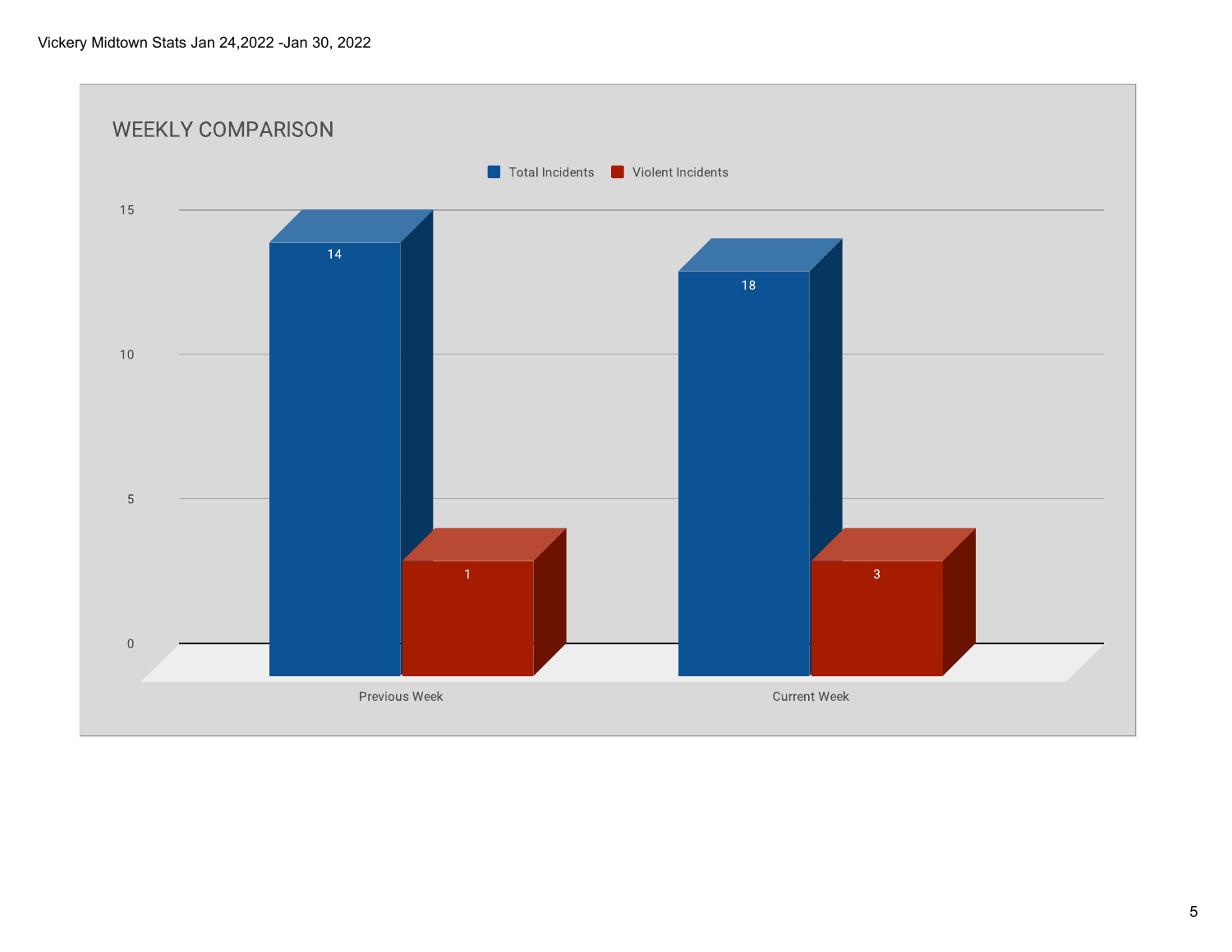Vickery Midtown Stats Jan 24,2022 -Jan 30, 2022

WEEKLY COMPARISON

Total Incidents
Violent Incidents

15
10
5
0

14
1
18
3

Previous Week
Current Week